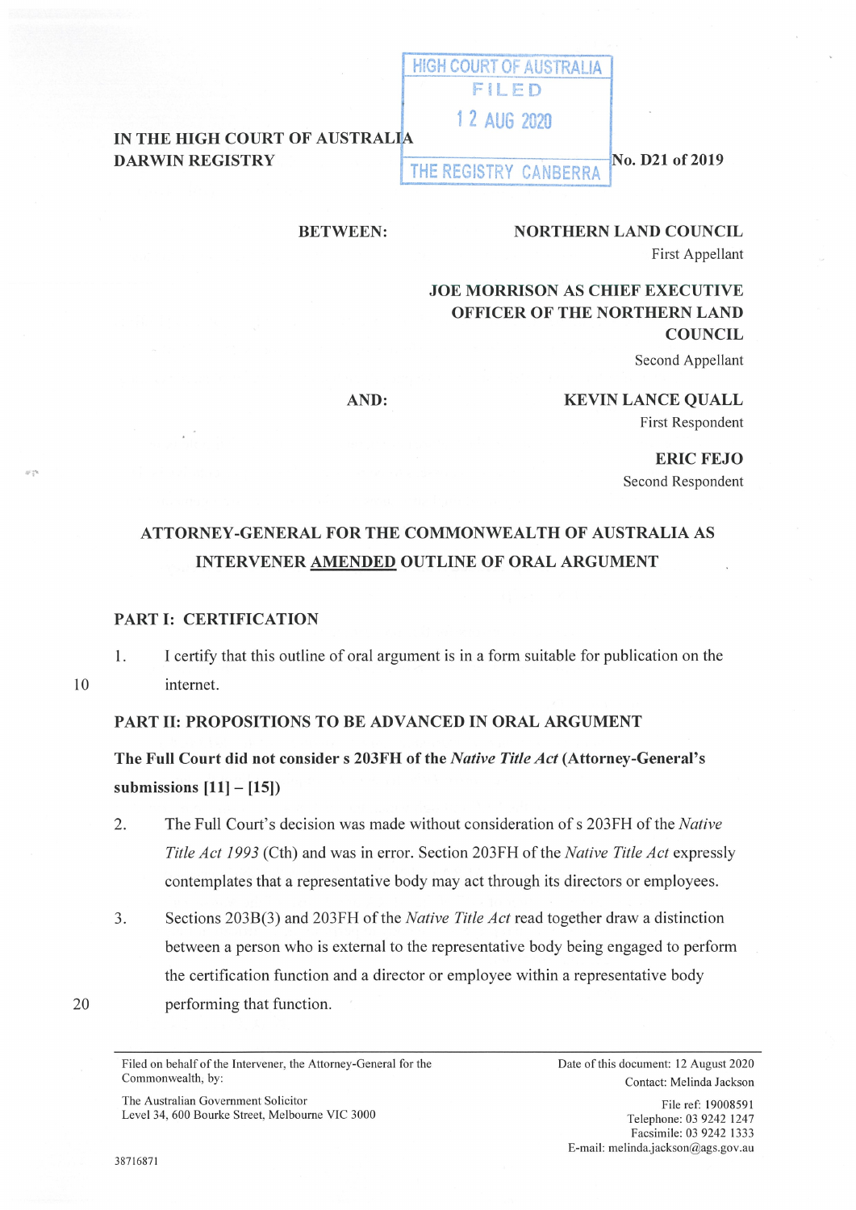HIGH COURT OF AUSTRALIA
FILED
12 AUG 2020
THE REGISTRY CANBERRA

**IN THE HIGH COURT OF AUSTRALIA**
**DARWIN REGISTRY**

**No. D21 of 2019**

**BETWEEN:**

**NORTHERN LAND COUNCIL**
First Appellant

**JOE MORRISON AS CHIEF EXECUTIVE OFFICER OF THE NORTHERN LAND COUNCIL**
Second Appellant

**AND:**

**KEVIN LANCE QUALL**
First Respondent

**ERIC FEJO**
Second Respondent

**ATTORNEY-GENERAL FOR THE COMMONWEALTH OF AUSTRALIA AS INTERVENER <u>AMENDED</u> OUTLINE OF ORAL ARGUMENT**

## PART I: CERTIFICATION

1. I certify that this outline of oral argument is in a form suitable for publication on the internet.

## PART II: PROPOSITIONS TO BE ADVANCED IN ORAL ARGUMENT

**The Full Court did not consider s 203FH of the *Native Title Act* (Attorney-General's submissions [11] – [15])**

2. The Full Court's decision was made without consideration of s 203FH of the *Native Title Act 1993* (Cth) and was in error. Section 203FH of the *Native Title Act* expressly contemplates that a representative body may act through its directors or employees.

3. Sections 203B(3) and 203FH of the *Native Title Act* read together draw a distinction between a person who is external to the representative body being engaged to perform the certification function and a director or employee within a representative body performing that function.

Filed on behalf of the Intervener, the Attorney-General for the Commonwealth, by:

The Australian Government Solicitor
Level 34, 600 Bourke Street, Melbourne VIC 3000

Date of this document: 12 August 2020
Contact: Melinda Jackson

File ref: 19008591
Telephone: 03 9242 1247
Facsimile: 03 9242 1333
E-mail: melinda.jackson@ags.gov.au

38716871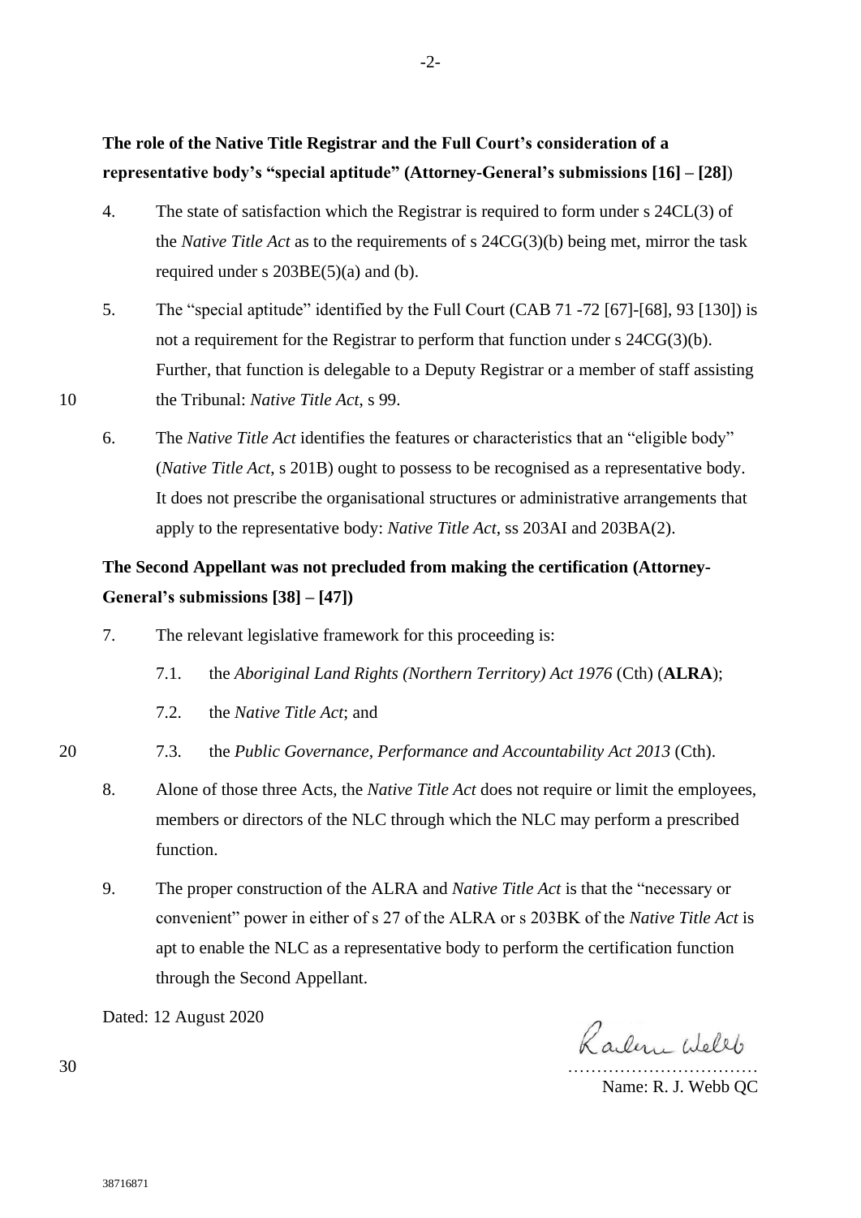**The role of the Native Title Registrar and the Full Court's consideration of a representative body's "special aptitude" (Attorney-General's submissions [16] – [28]**)

4. The state of satisfaction which the Registrar is required to form under s 24CL(3) of the *Native Title Act* as to the requirements of s 24CG(3)(b) being met, mirror the task required under s 203BE(5)(a) and (b).

5. The "special aptitude" identified by the Full Court (CAB 71 -72 [67]-[68], 93 [130]) is not a requirement for the Registrar to perform that function under s 24CG(3)(b). Further, that function is delegable to a Deputy Registrar or a member of staff assisting the Tribunal: *Native Title Act*, s 99.

6. The *Native Title Act* identifies the features or characteristics that an "eligible body" (*Native Title Act*, s 201B) ought to possess to be recognised as a representative body. It does not prescribe the organisational structures or administrative arrangements that apply to the representative body: *Native Title Act*, ss 203AI and 203BA(2).

**The Second Appellant was not precluded from making the certification (Attorney-General's submissions [38] – [47])**

7. The relevant legislative framework for this proceeding is:

   7.1. the *Aboriginal Land Rights (Northern Territory) Act 1976* (Cth) (**ALRA**);

   7.2. the *Native Title Act*; and

   7.3. the *Public Governance, Performance and Accountability Act 2013* (Cth).

8. Alone of those three Acts, the *Native Title Act* does not require or limit the employees, members or directors of the NLC through which the NLC may perform a prescribed function.

9. The proper construction of the ALRA and *Native Title Act* is that the "necessary or convenient" power in either of s 27 of the ALRA or s 203BK of the *Native Title Act* is apt to enable the NLC as a representative body to perform the certification function through the Second Appellant.

Dated: 12 August 2020

Name: R. J. Webb QC